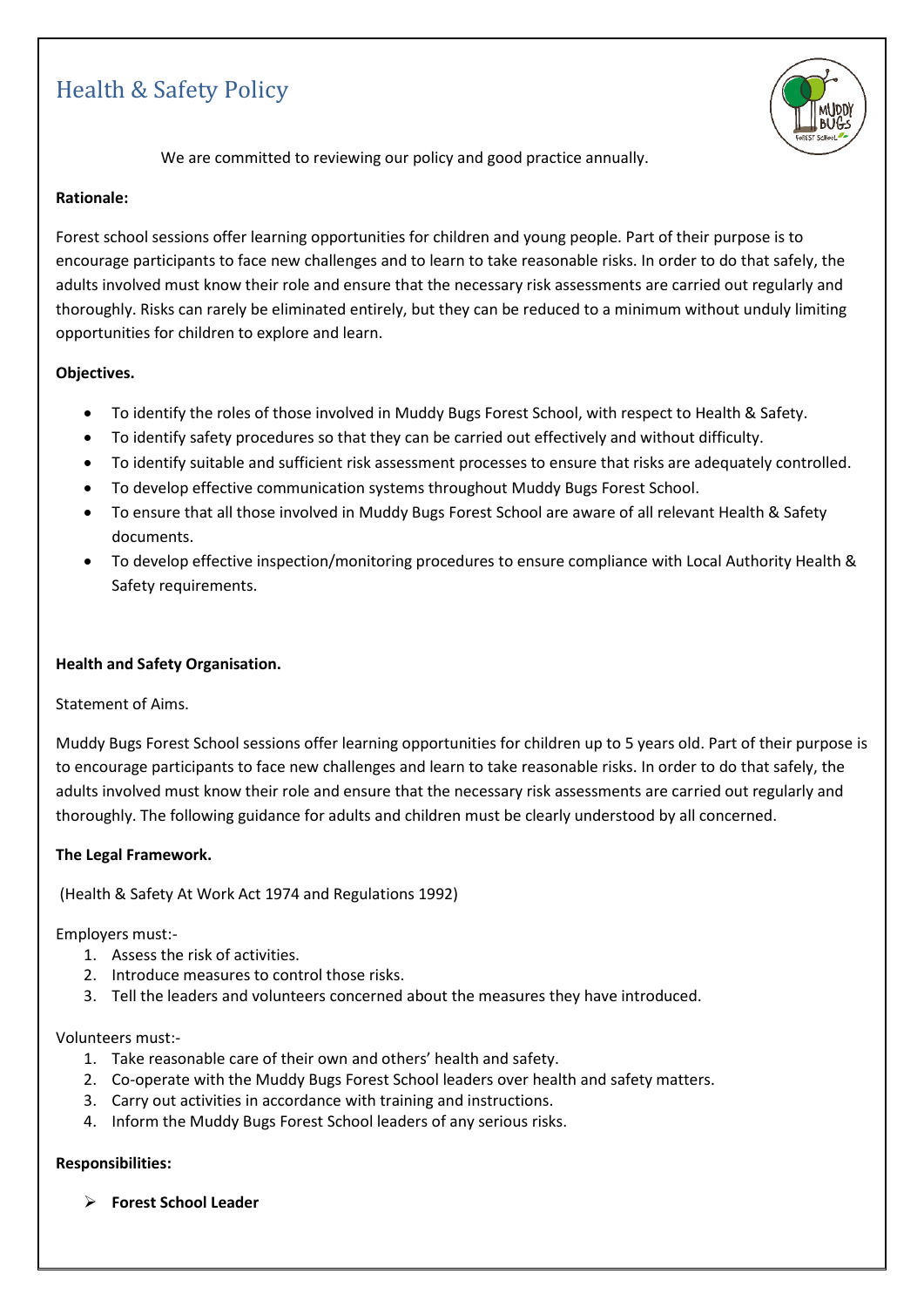# Health & Safety Policy

We are committed to reviewing our policy and good practice annually.

**Rationale:**

Forest school sessions offer learning opportunities for children and young people. Part of their purpose is to encourage participants to face new challenges and to learn to take reasonable risks. In order to do that safely, the adults involved must know their role and ensure that the necessary risk assessments are carried out regularly and thoroughly. Risks can rarely be eliminated entirely, but they can be reduced to a minimum without unduly limiting opportunities for children to explore and learn.

**Objectives.**

- To identify the roles of those involved in Muddy Bugs Forest School, with respect to Health & Safety.
- To identify safety procedures so that they can be carried out effectively and without difficulty.
- To identify suitable and sufficient risk assessment processes to ensure that risks are adequately controlled.
- To develop effective communication systems throughout Muddy Bugs Forest School.
- To ensure that all those involved in Muddy Bugs Forest School are aware of all relevant Health & Safety documents.
- To develop effective inspection/monitoring procedures to ensure compliance with Local Authority Health & Safety requirements.

**Health and Safety Organisation.**

Statement of Aims.

Muddy Bugs Forest School sessions offer learning opportunities for children up to 5 years old. Part of their purpose is to encourage participants to face new challenges and learn to take reasonable risks. In order to do that safely, the adults involved must know their role and ensure that the necessary risk assessments are carried out regularly and thoroughly. The following guidance for adults and children must be clearly understood by all concerned.

**The Legal Framework.**

(Health & Safety At Work Act 1974 and Regulations 1992)

Employers must:-

1. Assess the risk of activities.
2. Introduce measures to control those risks.
3. Tell the leaders and volunteers concerned about the measures they have introduced.

Volunteers must:-

1. Take reasonable care of their own and others' health and safety.
2. Co-operate with the Muddy Bugs Forest School leaders over health and safety matters.
3. Carry out activities in accordance with training and instructions.
4. Inform the Muddy Bugs Forest School leaders of any serious risks.

**Responsibilities:**

- **Forest School Leader**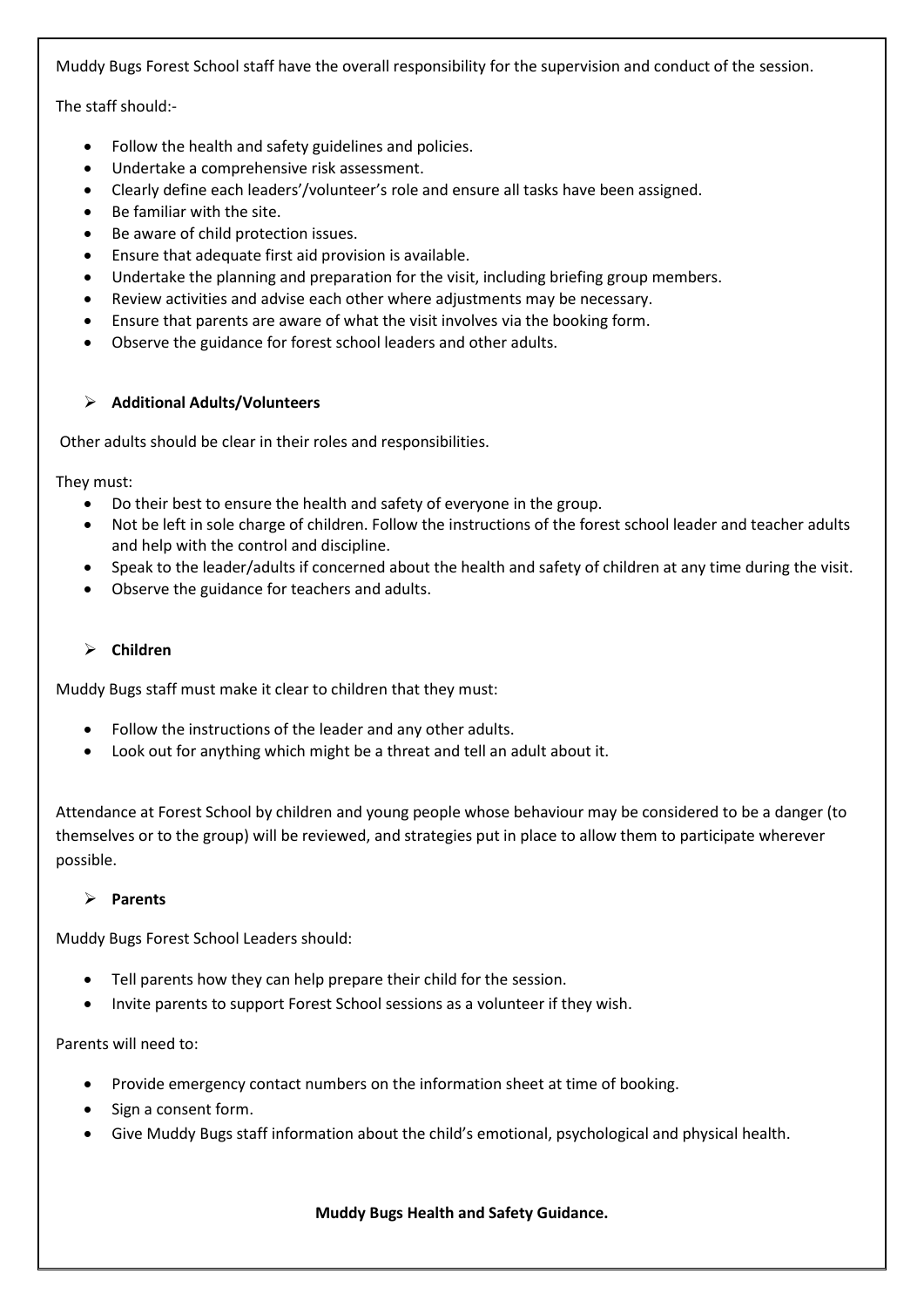Muddy Bugs Forest School staff have the overall responsibility for the supervision and conduct of the session.

The staff should:-

- Follow the health and safety guidelines and policies.
- Undertake a comprehensive risk assessment.
- Clearly define each leaders'/volunteer's role and ensure all tasks have been assigned.
- Be familiar with the site.
- Be aware of child protection issues.
- Ensure that adequate first aid provision is available.
- Undertake the planning and preparation for the visit, including briefing group members.
- Review activities and advise each other where adjustments may be necessary.
- Ensure that parents are aware of what the visit involves via the booking form.
- Observe the guidance for forest school leaders and other adults.

- **Additional Adults/Volunteers**

Other adults should be clear in their roles and responsibilities.

They must:

- Do their best to ensure the health and safety of everyone in the group.
- Not be left in sole charge of children. Follow the instructions of the forest school leader and teacher adults and help with the control and discipline.
- Speak to the leader/adults if concerned about the health and safety of children at any time during the visit.
- Observe the guidance for teachers and adults.

- **Children**

Muddy Bugs staff must make it clear to children that they must:

- Follow the instructions of the leader and any other adults.
- Look out for anything which might be a threat and tell an adult about it.

Attendance at Forest School by children and young people whose behaviour may be considered to be a danger (to themselves or to the group) will be reviewed, and strategies put in place to allow them to participate wherever possible.

- **Parents**

Muddy Bugs Forest School Leaders should:

- Tell parents how they can help prepare their child for the session.
- Invite parents to support Forest School sessions as a volunteer if they wish.

Parents will need to:

- Provide emergency contact numbers on the information sheet at time of booking.
- Sign a consent form.
- Give Muddy Bugs staff information about the child's emotional, psychological and physical health.

**Muddy Bugs Health and Safety Guidance.**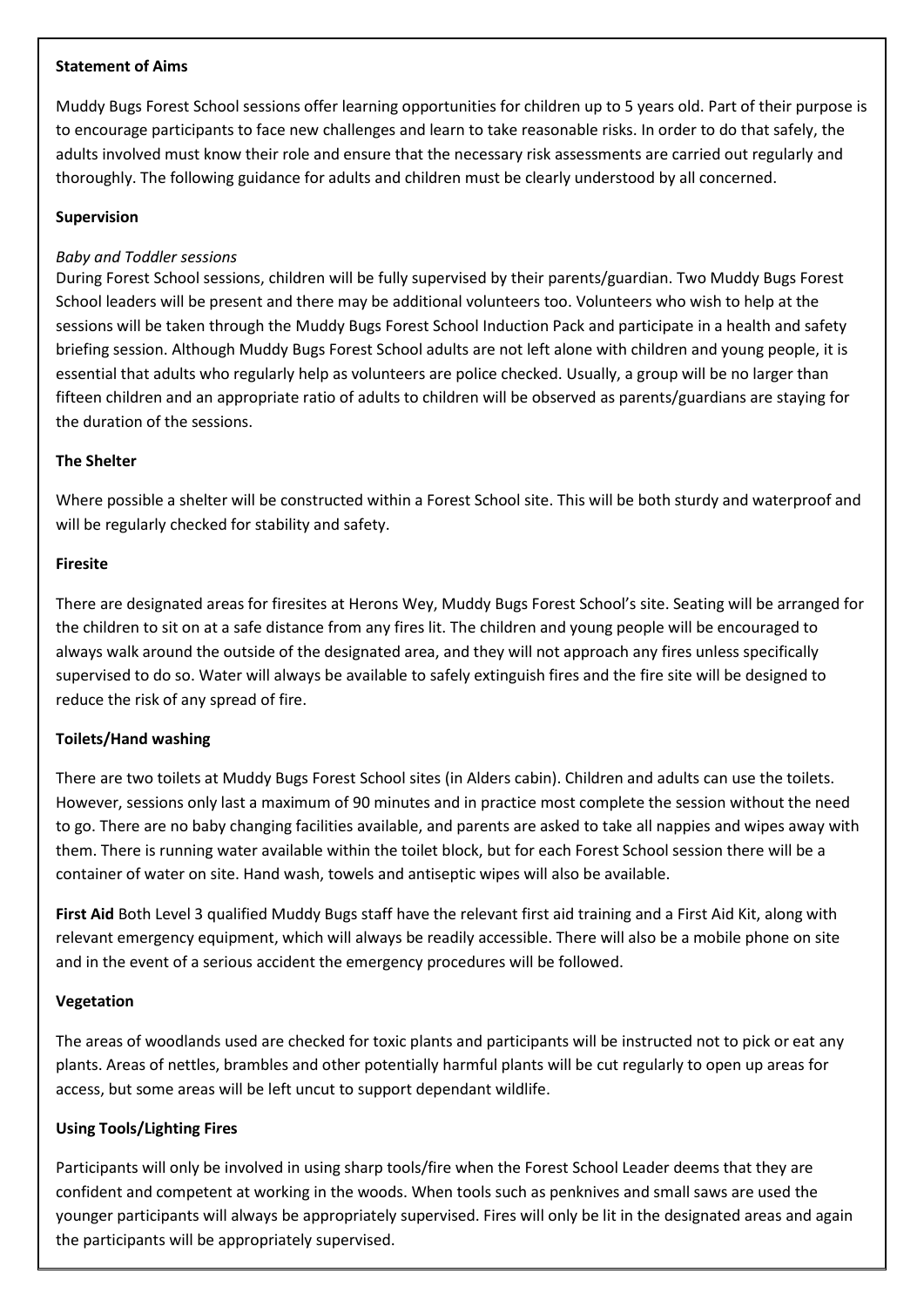**Statement of Aims**

Muddy Bugs Forest School sessions offer learning opportunities for children up to 5 years old. Part of their purpose is to encourage participants to face new challenges and learn to take reasonable risks. In order to do that safely, the adults involved must know their role and ensure that the necessary risk assessments are carried out regularly and thoroughly. The following guidance for adults and children must be clearly understood by all concerned.

**Supervision**

*Baby and Toddler sessions*
During Forest School sessions, children will be fully supervised by their parents/guardian. Two Muddy Bugs Forest School leaders will be present and there may be additional volunteers too. Volunteers who wish to help at the sessions will be taken through the Muddy Bugs Forest School Induction Pack and participate in a health and safety briefing session. Although Muddy Bugs Forest School adults are not left alone with children and young people, it is essential that adults who regularly help as volunteers are police checked. Usually, a group will be no larger than fifteen children and an appropriate ratio of adults to children will be observed as parents/guardians are staying for the duration of the sessions.

**The Shelter**

Where possible a shelter will be constructed within a Forest School site. This will be both sturdy and waterproof and will be regularly checked for stability and safety.

**Firesite**

There are designated areas for firesites at Herons Wey, Muddy Bugs Forest School's site. Seating will be arranged for the children to sit on at a safe distance from any fires lit. The children and young people will be encouraged to always walk around the outside of the designated area, and they will not approach any fires unless specifically supervised to do so. Water will always be available to safely extinguish fires and the fire site will be designed to reduce the risk of any spread of fire.

**Toilets/Hand washing**

There are two toilets at Muddy Bugs Forest School sites (in Alders cabin). Children and adults can use the toilets. However, sessions only last a maximum of 90 minutes and in practice most complete the session without the need to go. There are no baby changing facilities available, and parents are asked to take all nappies and wipes away with them. There is running water available within the toilet block, but for each Forest School session there will be a container of water on site. Hand wash, towels and antiseptic wipes will also be available.

**First Aid** Both Level 3 qualified Muddy Bugs staff have the relevant first aid training and a First Aid Kit, along with relevant emergency equipment, which will always be readily accessible. There will also be a mobile phone on site and in the event of a serious accident the emergency procedures will be followed.

**Vegetation**

The areas of woodlands used are checked for toxic plants and participants will be instructed not to pick or eat any plants. Areas of nettles, brambles and other potentially harmful plants will be cut regularly to open up areas for access, but some areas will be left uncut to support dependant wildlife.

**Using Tools/Lighting Fires**

Participants will only be involved in using sharp tools/fire when the Forest School Leader deems that they are confident and competent at working in the woods. When tools such as penknives and small saws are used the younger participants will always be appropriately supervised. Fires will only be lit in the designated areas and again the participants will be appropriately supervised.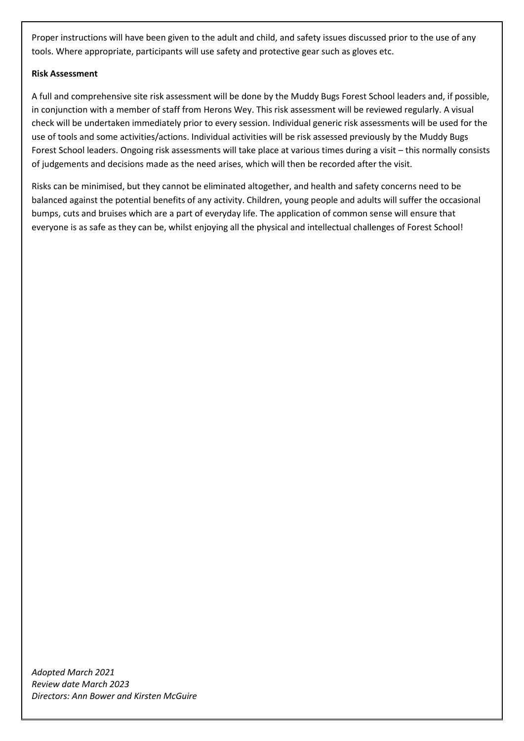Proper instructions will have been given to the adult and child, and safety issues discussed prior to the use of any tools. Where appropriate, participants will use safety and protective gear such as gloves etc.

**Risk Assessment**

A full and comprehensive site risk assessment will be done by the Muddy Bugs Forest School leaders and, if possible, in conjunction with a member of staff from Herons Wey. This risk assessment will be reviewed regularly. A visual check will be undertaken immediately prior to every session. Individual generic risk assessments will be used for the use of tools and some activities/actions. Individual activities will be risk assessed previously by the Muddy Bugs Forest School leaders. Ongoing risk assessments will take place at various times during a visit – this normally consists of judgements and decisions made as the need arises, which will then be recorded after the visit.

Risks can be minimised, but they cannot be eliminated altogether, and health and safety concerns need to be balanced against the potential benefits of any activity. Children, young people and adults will suffer the occasional bumps, cuts and bruises which are a part of everyday life. The application of common sense will ensure that everyone is as safe as they can be, whilst enjoying all the physical and intellectual challenges of Forest School!

*Adopted March 2021*
*Review date March 2023*
*Directors: Ann Bower and Kirsten McGuire*